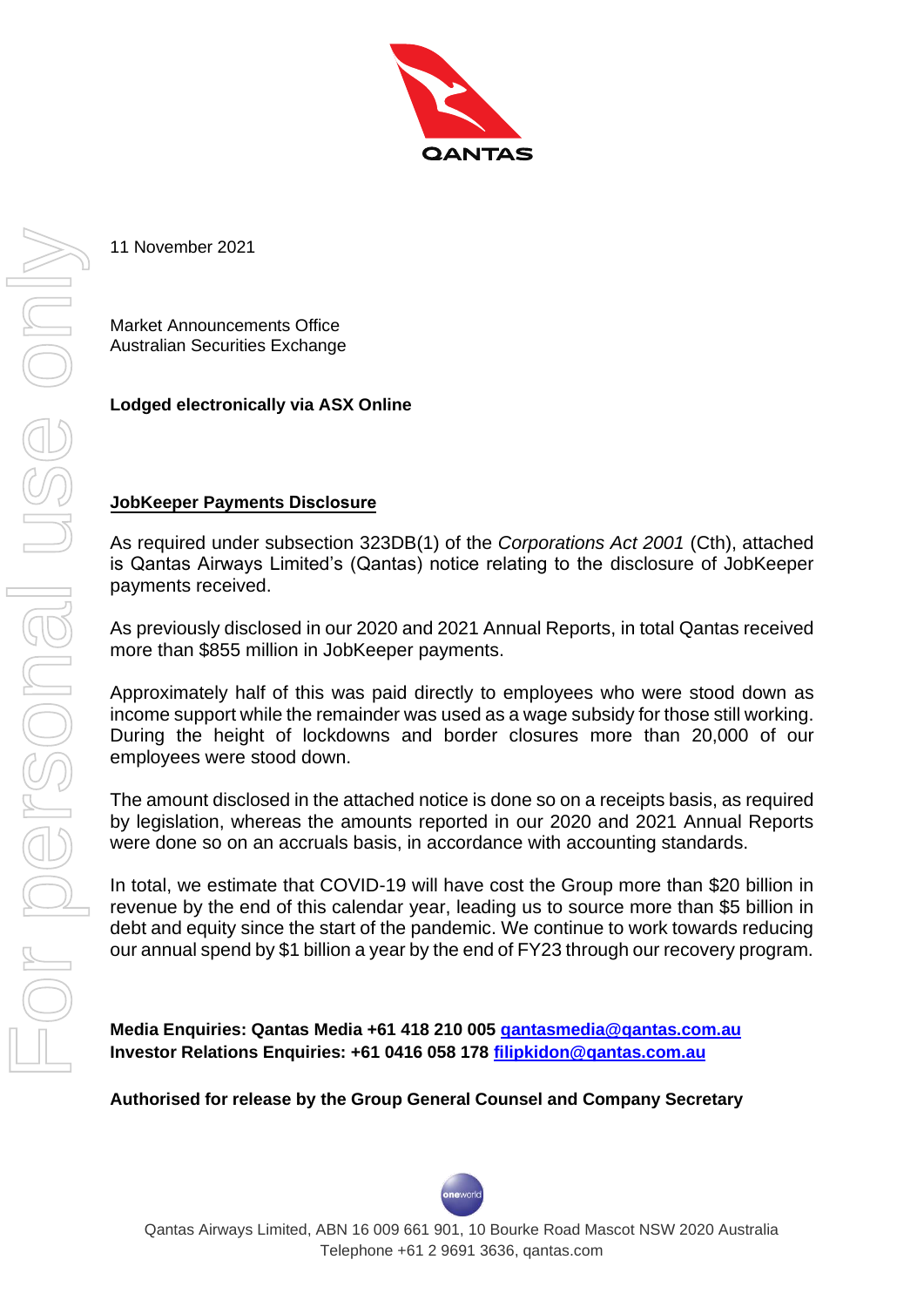11 November 2021

Market Announcements Office
Australian Securities Exchange

**Lodged electronically via ASX Online**

**JobKeeper Payments Disclosure**

As required under subsection 323DB(1) of the *Corporations Act 2001* (Cth), attached is Qantas Airways Limited's (Qantas) notice relating to the disclosure of JobKeeper payments received.

As previously disclosed in our 2020 and 2021 Annual Reports, in total Qantas received more than $855 million in JobKeeper payments.

Approximately half of this was paid directly to employees who were stood down as income support while the remainder was used as a wage subsidy for those still working. During the height of lockdowns and border closures more than 20,000 of our employees were stood down.

The amount disclosed in the attached notice is done so on a receipts basis, as required by legislation, whereas the amounts reported in our 2020 and 2021 Annual Reports were done so on an accruals basis, in accordance with accounting standards.

In total, we estimate that COVID-19 will have cost the Group more than $20 billion in revenue by the end of this calendar year, leading us to source more than $5 billion in debt and equity since the start of the pandemic. We continue to work towards reducing our annual spend by $1 billion a year by the end of FY23 through our recovery program.

**Media Enquiries: Qantas Media +61 418 210 005 qantasmedia@qantas.com.au**
**Investor Relations Enquiries: +61 0416 058 178 filipkidon@qantas.com.au**

**Authorised for release by the Group General Counsel and Company Secretary**

Qantas Airways Limited, ABN 16 009 661 901, 10 Bourke Road Mascot NSW 2020 Australia
Telephone +61 2 9691 3636, qantas.com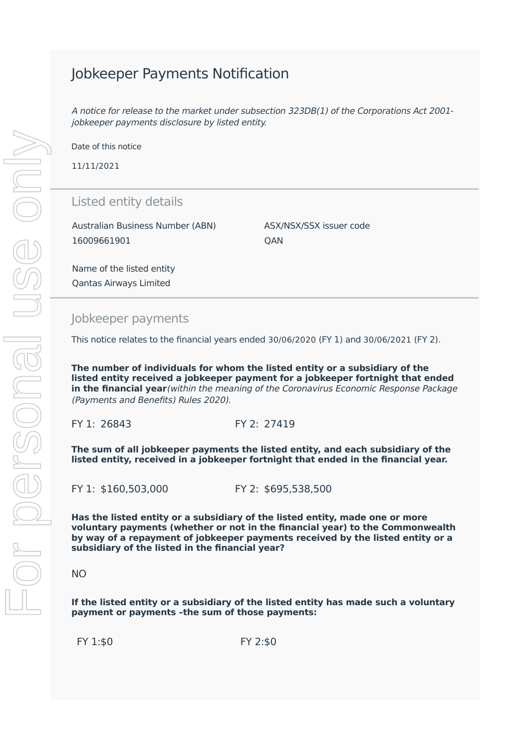# Jobkeeper Payments Notification

*A notice for release to the market under subsection 323DB(1) of the Corporations Act 2001- jobkeeper payments disclosure by listed entity.*

Date of this notice

11/11/2021

## Listed entity details

Australian Business Number (ABN)

16009661901

ASX/NSX/SSX issuer code

QAN

Name of the listed entity

Qantas Airways Limited

## Jobkeeper payments

This notice relates to the financial years ended 30/06/2020 (FY 1) and 30/06/2021 (FY 2).

**The number of individuals for whom the listed entity or a subsidiary of the listed entity received a jobkeeper payment for a jobkeeper fortnight that ended in the financial year***(within the meaning of the Coronavirus Economic Response Package (Payments and Benefits) Rules 2020).*

FY 1: 26843

FY 2: 27419

**The sum of all jobkeeper payments the listed entity, and each subsidiary of the listed entity, received in a jobkeeper fortnight that ended in the financial year.**

FY 1: $160,503,000

FY 2: $695,538,500

**Has the listed entity or a subsidiary of the listed entity, made one or more voluntary payments (whether or not in the financial year) to the Commonwealth by way of a repayment of jobkeeper payments received by the listed entity or a subsidiary of the listed in the financial year?**

NO

**If the listed entity or a subsidiary of the listed entity has made such a voluntary payment or payments –the sum of those payments:**

FY 1:$0

FY 2:$0